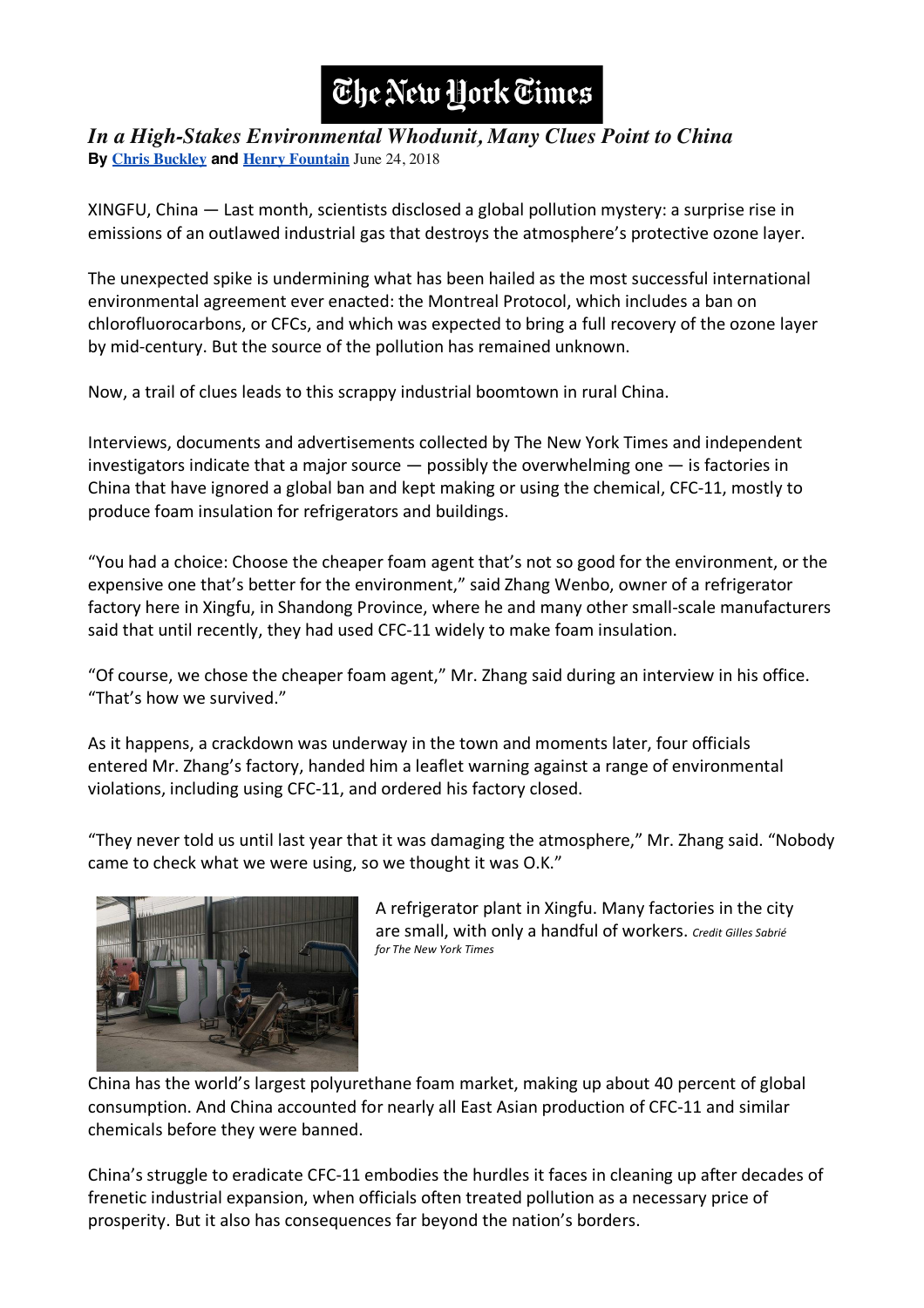# The New York Times

## *In a High-Stakes Environmental Whodunit, Many Clues Point to China*

**By** Chris Buckley **and** Henry Fountain June 24, 2018

XINGFU, China — Last month, scientists disclosed a global pollution mystery: a surprise rise in emissions of an outlawed industrial gas that destroys the atmosphere's protective ozone layer.

The unexpected spike is undermining what has been hailed as the most successful international environmental agreement ever enacted: the Montreal Protocol, which includes a ban on chlorofluorocarbons, or CFCs, and which was expected to bring a full recovery of the ozone layer by mid-century. But the source of the pollution has remained unknown.

Now, a trail of clues leads to this scrappy industrial boomtown in rural China.

Interviews, documents and advertisements collected by The New York Times and independent investigators indicate that a major source — possibly the overwhelming one — is factories in China that have ignored a global ban and kept making or using the chemical, CFC-11, mostly to produce foam insulation for refrigerators and buildings.

"You had a choice: Choose the cheaper foam agent that's not so good for the environment, or the expensive one that's better for the environment," said Zhang Wenbo, owner of a refrigerator factory here in Xingfu, in Shandong Province, where he and many other small-scale manufacturers said that until recently, they had used CFC-11 widely to make foam insulation.

"Of course, we chose the cheaper foam agent," Mr. Zhang said during an interview in his office. "That's how we survived."

As it happens, a crackdown was underway in the town and moments later, four officials entered Mr. Zhang's factory, handed him a leaflet warning against a range of environmental violations, including using CFC-11, and ordered his factory closed.

"They never told us until last year that it was damaging the atmosphere," Mr. Zhang said. "Nobody came to check what we were using, so we thought it was O.K."

A refrigerator plant in Xingfu. Many factories in the city are small, with only a handful of workers. *Credit Gilles Sabrié for The New York Times*

China has the world's largest polyurethane foam market, making up about 40 percent of global consumption. And China accounted for nearly all East Asian production of CFC-11 and similar chemicals before they were banned.

China's struggle to eradicate CFC-11 embodies the hurdles it faces in cleaning up after decades of frenetic industrial expansion, when officials often treated pollution as a necessary price of prosperity. But it also has consequences far beyond the nation's borders.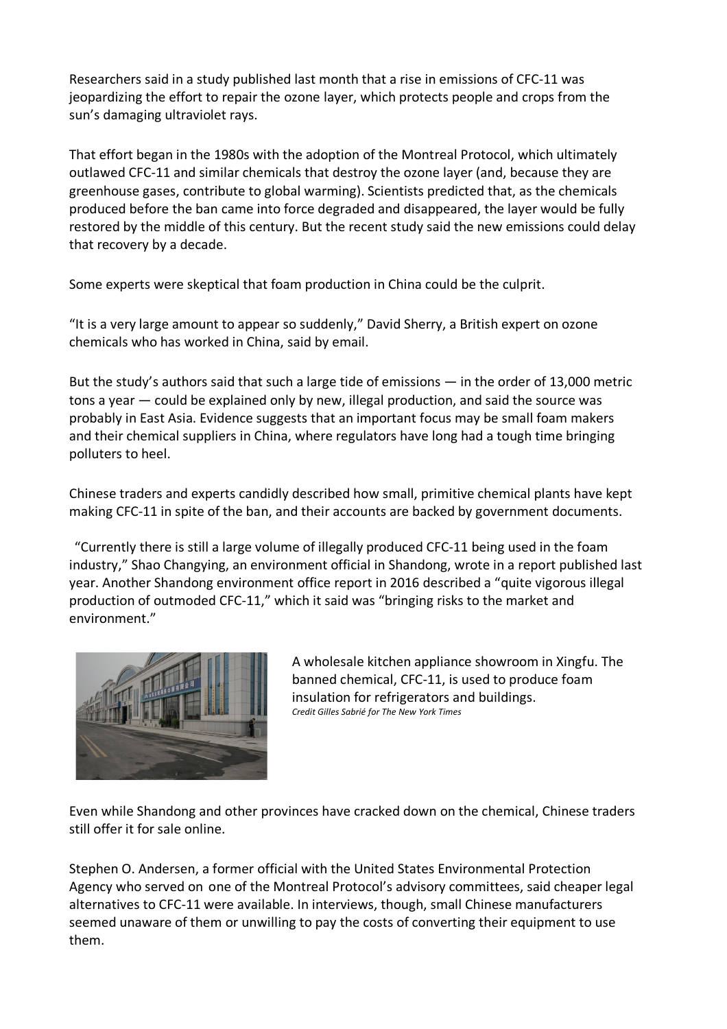Researchers said in a study published last month that a rise in emissions of CFC-11 was jeopardizing the effort to repair the ozone layer, which protects people and crops from the sun's damaging ultraviolet rays.

That effort began in the 1980s with the adoption of the Montreal Protocol, which ultimately outlawed CFC-11 and similar chemicals that destroy the ozone layer (and, because they are greenhouse gases, contribute to global warming). Scientists predicted that, as the chemicals produced before the ban came into force degraded and disappeared, the layer would be fully restored by the middle of this century. But the recent study said the new emissions could delay that recovery by a decade.

Some experts were skeptical that foam production in China could be the culprit.

"It is a very large amount to appear so suddenly," David Sherry, a British expert on ozone chemicals who has worked in China, said by email.

But the study's authors said that such a large tide of emissions — in the order of 13,000 metric tons a year — could be explained only by new, illegal production, and said the source was probably in East Asia. Evidence suggests that an important focus may be small foam makers and their chemical suppliers in China, where regulators have long had a tough time bringing polluters to heel.

Chinese traders and experts candidly described how small, primitive chemical plants have kept making CFC-11 in spite of the ban, and their accounts are backed by government documents.

"Currently there is still a large volume of illegally produced CFC-11 being used in the foam industry," Shao Changying, an environment official in Shandong, wrote in a report published last year. Another Shandong environment office report in 2016 described a "quite vigorous illegal production of outmoded CFC-11," which it said was "bringing risks to the market and environment."

A wholesale kitchen appliance showroom in Xingfu. The banned chemical, CFC-11, is used to produce foam insulation for refrigerators and buildings.
*Credit Gilles Sabrié for The New York Times*

Even while Shandong and other provinces have cracked down on the chemical, Chinese traders still offer it for sale online.

Stephen O. Andersen, a former official with the United States Environmental Protection Agency who served on one of the Montreal Protocol's advisory committees, said cheaper legal alternatives to CFC-11 were available. In interviews, though, small Chinese manufacturers seemed unaware of them or unwilling to pay the costs of converting their equipment to use them.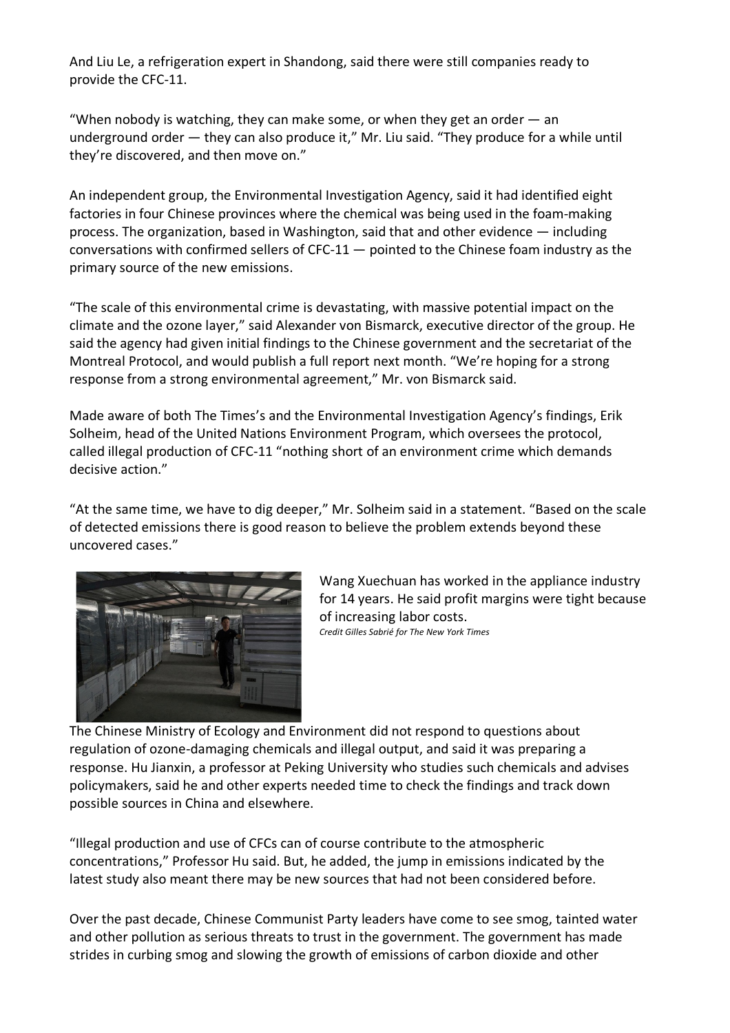And Liu Le, a refrigeration expert in Shandong, said there were still companies ready to provide the CFC-11.

"When nobody is watching, they can make some, or when they get an order — an underground order — they can also produce it," Mr. Liu said. "They produce for a while until they're discovered, and then move on."

An independent group, the Environmental Investigation Agency, said it had identified eight factories in four Chinese provinces where the chemical was being used in the foam-making process. The organization, based in Washington, said that and other evidence — including conversations with confirmed sellers of CFC-11 — pointed to the Chinese foam industry as the primary source of the new emissions.

"The scale of this environmental crime is devastating, with massive potential impact on the climate and the ozone layer," said Alexander von Bismarck, executive director of the group. He said the agency had given initial findings to the Chinese government and the secretariat of the Montreal Protocol, and would publish a full report next month. "We're hoping for a strong response from a strong environmental agreement," Mr. von Bismarck said.

Made aware of both The Times's and the Environmental Investigation Agency's findings, Erik Solheim, head of the United Nations Environment Program, which oversees the protocol, called illegal production of CFC-11 "nothing short of an environment crime which demands decisive action."

"At the same time, we have to dig deeper," Mr. Solheim said in a statement. "Based on the scale of detected emissions there is good reason to believe the problem extends beyond these uncovered cases."

Wang Xuechuan has worked in the appliance industry for 14 years. He said profit margins were tight because of increasing labor costs.
*Credit Gilles Sabrié for The New York Times*

The Chinese Ministry of Ecology and Environment did not respond to questions about regulation of ozone-damaging chemicals and illegal output, and said it was preparing a response. Hu Jianxin, a professor at Peking University who studies such chemicals and advises policymakers, said he and other experts needed time to check the findings and track down possible sources in China and elsewhere.

"Illegal production and use of CFCs can of course contribute to the atmospheric concentrations," Professor Hu said. But, he added, the jump in emissions indicated by the latest study also meant there may be new sources that had not been considered before.

Over the past decade, Chinese Communist Party leaders have come to see smog, tainted water and other pollution as serious threats to trust in the government. The government has made strides in curbing smog and slowing the growth of emissions of carbon dioxide and other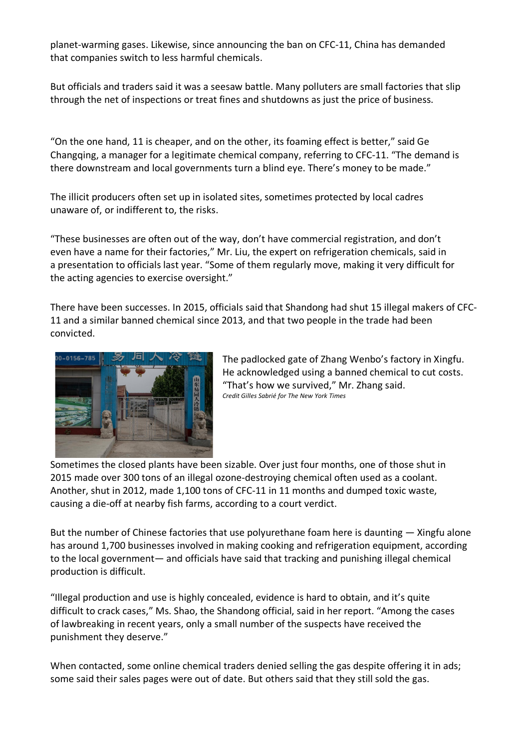planet-warming gases. Likewise, since announcing the ban on CFC-11, China has demanded that companies switch to less harmful chemicals.

But officials and traders said it was a seesaw battle. Many polluters are small factories that slip through the net of inspections or treat fines and shutdowns as just the price of business.

“On the one hand, 11 is cheaper, and on the other, its foaming effect is better,” said Ge Changqing, a manager for a legitimate chemical company, referring to CFC-11. “The demand is there downstream and local governments turn a blind eye. There’s money to be made.”

The illicit producers often set up in isolated sites, sometimes protected by local cadres unaware of, or indifferent to, the risks.

“These businesses are often out of the way, don’t have commercial registration, and don’t even have a name for their factories,” Mr. Liu, the expert on refrigeration chemicals, said in a presentation to officials last year. “Some of them regularly move, making it very difficult for the acting agencies to exercise oversight.”

There have been successes. In 2015, officials said that Shandong had shut 15 illegal makers of CFC-11 and a similar banned chemical since 2013, and that two people in the trade had been convicted.

The padlocked gate of Zhang Wenbo’s factory in Xingfu. He acknowledged using a banned chemical to cut costs. “That’s how we survived,” Mr. Zhang said.
*Credit Gilles Sabrié for The New York Times*

Sometimes the closed plants have been sizable. Over just four months, one of those shut in 2015 made over 300 tons of an illegal ozone-destroying chemical often used as a coolant. Another, shut in 2012, made 1,100 tons of CFC-11 in 11 months and dumped toxic waste, causing a die-off at nearby fish farms, according to a court verdict.

But the number of Chinese factories that use polyurethane foam here is daunting — Xingfu alone has around 1,700 businesses involved in making cooking and refrigeration equipment, according to the local government— and officials have said that tracking and punishing illegal chemical production is difficult.

“Illegal production and use is highly concealed, evidence is hard to obtain, and it’s quite difficult to crack cases,” Ms. Shao, the Shandong official, said in her report. “Among the cases of lawbreaking in recent years, only a small number of the suspects have received the punishment they deserve.”

When contacted, some online chemical traders denied selling the gas despite offering it in ads; some said their sales pages were out of date. But others said that they still sold the gas.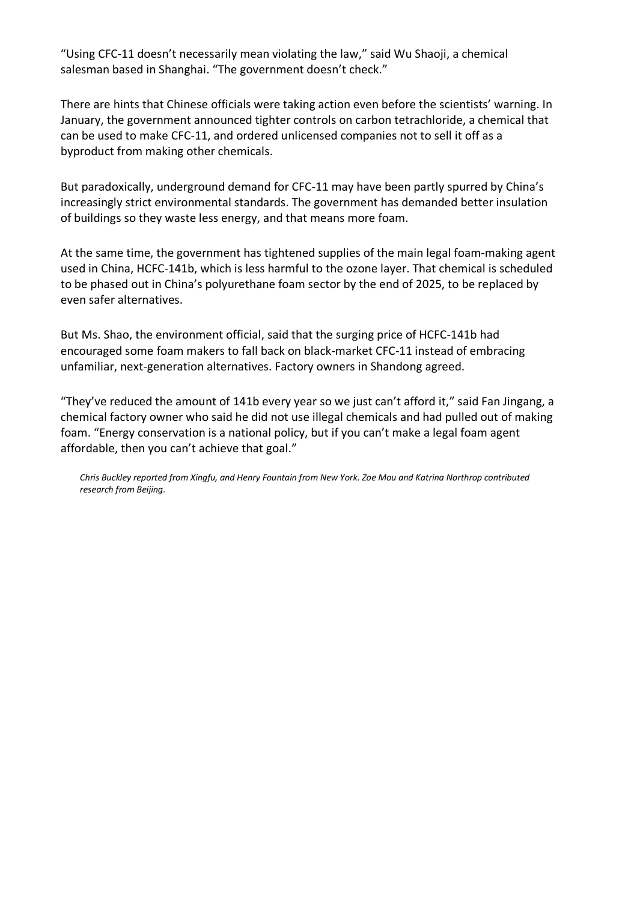"Using CFC-11 doesn't necessarily mean violating the law," said Wu Shaoji, a chemical salesman based in Shanghai. "The government doesn't check."

There are hints that Chinese officials were taking action even before the scientists' warning. In January, the government announced tighter controls on carbon tetrachloride, a chemical that can be used to make CFC-11, and ordered unlicensed companies not to sell it off as a byproduct from making other chemicals.

But paradoxically, underground demand for CFC-11 may have been partly spurred by China's increasingly strict environmental standards. The government has demanded better insulation of buildings so they waste less energy, and that means more foam.

At the same time, the government has tightened supplies of the main legal foam-making agent used in China, HCFC-141b, which is less harmful to the ozone layer. That chemical is scheduled to be phased out in China's polyurethane foam sector by the end of 2025, to be replaced by even safer alternatives.

But Ms. Shao, the environment official, said that the surging price of HCFC-141b had encouraged some foam makers to fall back on black-market CFC-11 instead of embracing unfamiliar, next-generation alternatives. Factory owners in Shandong agreed.

"They've reduced the amount of 141b every year so we just can't afford it," said Fan Jingang, a chemical factory owner who said he did not use illegal chemicals and had pulled out of making foam. "Energy conservation is a national policy, but if you can't make a legal foam agent affordable, then you can't achieve that goal."

*Chris Buckley reported from Xingfu, and Henry Fountain from New York. Zoe Mou and Katrina Northrop contributed research from Beijing.*